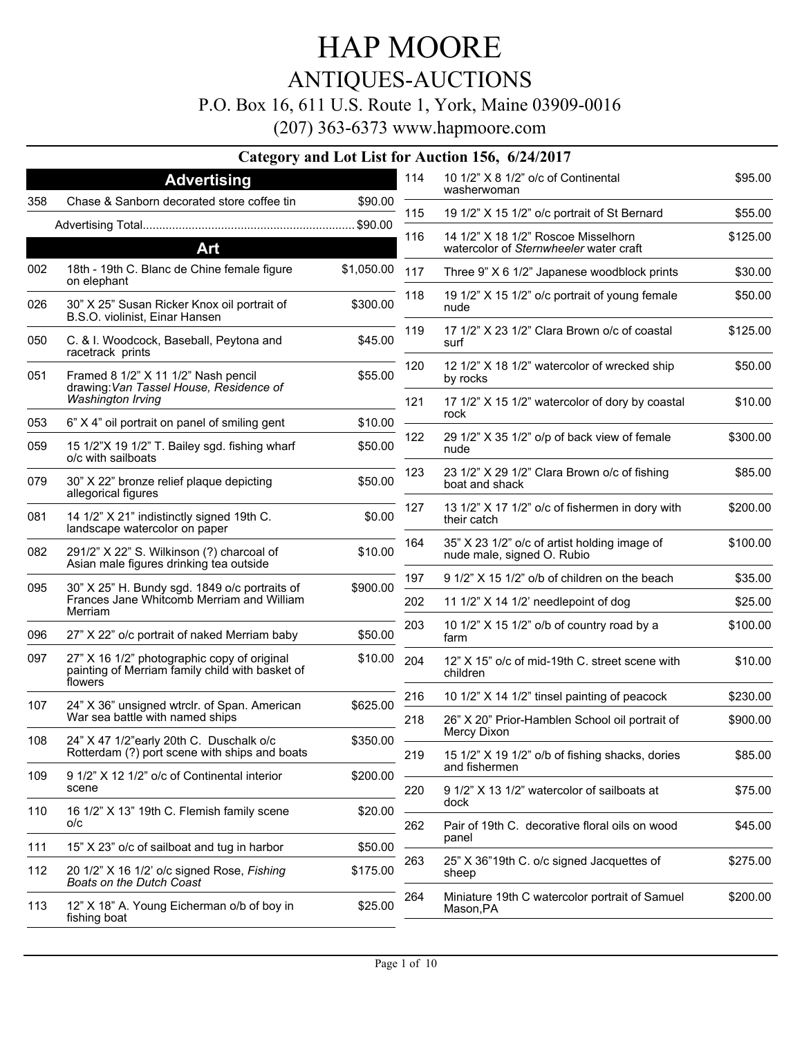# HAP MOORE

## ANTIQUES-AUCTIONS

P.O. Box 16, 611 U.S. Route 1, York, Maine 03909-0016

(207) 363-6373 www.hapmoore.com

### Category and Lot List for Auction 156, 6/24/2017

## Advertising

| Lot | Description | Price |
|---|---|---|
| 358 | Chase & Sanborn decorated store coffee tin | $90.00 |
| | Advertising Total | $90.00 |

## Art

| Lot | Description | Price |
|---|---|---|
| 002 | 18th - 19th C. Blanc de Chine female figure on elephant | $1,050.00 |
| 026 | 30" X 25" Susan Ricker Knox oil portrait of B.S.O. violinist, Einar Hansen | $300.00 |
| 050 | C. & I. Woodcock, Baseball, Peytona and racetrack prints | $45.00 |
| 051 | Framed 8 1/2" X 11 1/2" Nash pencil drawing: *Van Tassel House, Residence of Washington Irving* | $55.00 |
| 053 | 6" X 4" oil portrait on panel of smiling gent | $10.00 |
| 059 | 15 1/2"X 19 1/2" T. Bailey sgd. fishing wharf o/c with sailboats | $50.00 |
| 079 | 30" X 22" bronze relief plaque depicting allegorical figures | $50.00 |
| 081 | 14 1/2" X 21" indistinctly signed 19th C. landscape watercolor on paper | $0.00 |
| 082 | 291/2" X 22" S. Wilkinson (?) charcoal of Asian male figures drinking tea outside | $10.00 |
| 095 | 30" X 25" H. Bundy sgd. 1849 o/c portraits of Frances Jane Whitcomb Merriam and William Merriam | $900.00 |
| 096 | 27" X 22" o/c portrait of naked Merriam baby | $50.00 |
| 097 | 27" X 16 1/2" photographic copy of original painting of Merriam family child with basket of flowers | $10.00 |
| 107 | 24" X 36" unsigned wtrclr. of Span. American War sea battle with named ships | $625.00 |
| 108 | 24" X 47 1/2"early 20th C. Duschalk o/c Rotterdam (?) port scene with ships and boats | $350.00 |
| 109 | 9 1/2" X 12 1/2" o/c of Continental interior scene | $200.00 |
| 110 | 16 1/2" X 13" 19th C. Flemish family scene o/c | $20.00 |
| 111 | 15" X 23" o/c of sailboat and tug in harbor | $50.00 |
| 112 | 20 1/2" X 16 1/2' o/c signed Rose, *Fishing Boats on the Dutch Coast* | $175.00 |
| 113 | 12" X 18" A. Young Eicherman o/b of boy in fishing boat | $25.00 |
| 114 | 10 1/2" X 8 1/2" o/c of Continental washerwoman | $95.00 |
| 115 | 19 1/2" X 15 1/2" o/c portrait of St Bernard | $55.00 |
| 116 | 14 1/2" X 18 1/2" Roscoe Misselhorn watercolor of *Sternwheeler* water craft | $125.00 |
| 117 | Three 9" X 6 1/2" Japanese woodblock prints | $30.00 |
| 118 | 19 1/2" X 15 1/2" o/c portrait of young female nude | $50.00 |
| 119 | 17 1/2" X 23 1/2" Clara Brown o/c of coastal surf | $125.00 |
| 120 | 12 1/2" X 18 1/2" watercolor of wrecked ship by rocks | $50.00 |
| 121 | 17 1/2" X 15 1/2" watercolor of dory by coastal rock | $10.00 |
| 122 | 29 1/2" X 35 1/2" o/p of back view of female nude | $300.00 |
| 123 | 23 1/2" X 29 1/2" Clara Brown o/c of fishing boat and shack | $85.00 |
| 127 | 13 1/2" X 17 1/2" o/c of fishermen in dory with their catch | $200.00 |
| 164 | 35" X 23 1/2" o/c of artist holding image of nude male, signed O. Rubio | $100.00 |
| 197 | 9 1/2" X 15 1/2" o/b of children on the beach | $35.00 |
| 202 | 11 1/2" X 14 1/2' needlepoint of dog | $25.00 |
| 203 | 10 1/2" X 15 1/2" o/b of country road by a farm | $100.00 |
| 204 | 12" X 15" o/c of mid-19th C. street scene with children | $10.00 |
| 216 | 10 1/2" X 14 1/2" tinsel painting of peacock | $230.00 |
| 218 | 26" X 20" Prior-Hamblen School oil portrait of Mercy Dixon | $900.00 |
| 219 | 15 1/2" X 19 1/2" o/b of fishing shacks, dories and fishermen | $85.00 |
| 220 | 9 1/2" X 13 1/2" watercolor of sailboats at dock | $75.00 |
| 262 | Pair of 19th C. decorative floral oils on wood panel | $45.00 |
| 263 | 25" X 36"19th C. o/c signed Jacquettes of sheep | $275.00 |
| 264 | Miniature 19th C watercolor portrait of Samuel Mason,PA | $200.00 |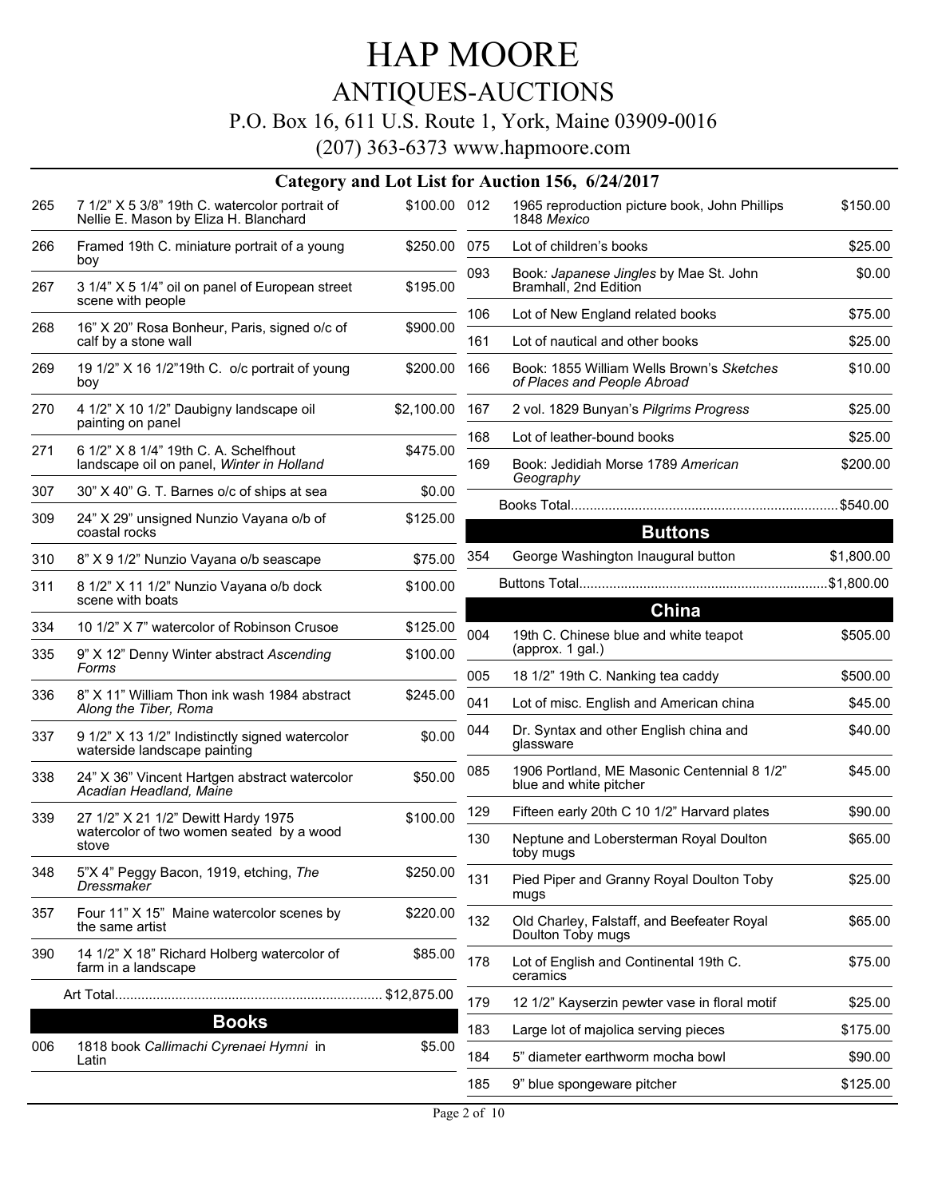# HAP MOORE

## ANTIQUES-AUCTIONS

P.O. Box 16, 611 U.S. Route 1, York, Maine 03909-0016

(207) 363-6373 www.hapmoore.com

### Category and Lot List for Auction 156, 6/24/2017

| Lot | Description | Price |
|---|---|---|
| 265 | 7 1/2" X 5 3/8" 19th C. watercolor portrait of Nellie E. Mason by Eliza H. Blanchard | $100.00 |
| 266 | Framed 19th C. miniature portrait of a young boy | $250.00 |
| 267 | 3 1/4" X 5 1/4" oil on panel of European street scene with people | $195.00 |
| 268 | 16" X 20" Rosa Bonheur, Paris, signed o/c of calf by a stone wall | $900.00 |
| 269 | 19 1/2" X 16 1/2"19th C. o/c portrait of young boy | $200.00 |
| 270 | 4 1/2" X 10 1/2" Daubigny landscape oil painting on panel | $2,100.00 |
| 271 | 6 1/2" X 8 1/4" 19th C. A. Schelfhout landscape oil on panel, *Winter in Holland* | $475.00 |
| 307 | 30" X 40" G. T. Barnes o/c of ships at sea | $0.00 |
| 309 | 24" X 29" unsigned Nunzio Vayana o/b of coastal rocks | $125.00 |
| 310 | 8" X 9 1/2" Nunzio Vayana o/b seascape | $75.00 |
| 311 | 8 1/2" X 11 1/2" Nunzio Vayana o/b dock scene with boats | $100.00 |
| 334 | 10 1/2" X 7" watercolor of Robinson Crusoe | $125.00 |
| 335 | 9" X 12" Denny Winter abstract *Ascending Forms* | $100.00 |
| 336 | 8" X 11" William Thon ink wash 1984 abstract *Along the Tiber, Roma* | $245.00 |
| 337 | 9 1/2" X 13 1/2" Indistinctly signed watercolor waterside landscape painting | $0.00 |
| 338 | 24" X 36" Vincent Hartgen abstract watercolor *Acadian Headland, Maine* | $50.00 |
| 339 | 27 1/2" X 21 1/2" Dewitt Hardy 1975 watercolor of two women seated by a wood stove | $100.00 |
| 348 | 5"X 4" Peggy Bacon, 1919, etching, *The Dressmaker* | $250.00 |
| 357 | Four 11" X 15" Maine watercolor scenes by the same artist | $220.00 |
| 390 | 14 1/2" X 18" Richard Holberg watercolor of farm in a landscape | $85.00 |

Art Total...... $12,875.00

## Books

| Lot | Description | Price |
|---|---|---|
| 006 | 1818 book *Callimachi Cyrenaei Hymni* in Latin | $5.00 |
| 012 | 1965 reproduction picture book, John Phillips 1848 *Mexico* | $150.00 |
| 075 | Lot of children's books | $25.00 |
| 093 | Book: *Japanese Jingles* by Mae St. John Bramhall, 2nd Edition | $0.00 |
| 106 | Lot of New England related books | $75.00 |
| 161 | Lot of nautical and other books | $25.00 |
| 166 | Book: 1855 William Wells Brown's *Sketches of Places and People Abroad* | $10.00 |
| 167 | 2 vol. 1829 Bunyan's *Pilgrims Progress* | $25.00 |
| 168 | Lot of leather-bound books | $25.00 |
| 169 | Book: Jedidiah Morse 1789 *American Geography* | $200.00 |

Books Total...... $540.00

## Buttons

| Lot | Description | Price |
|---|---|---|
| 354 | George Washington Inaugural button | $1,800.00 |

Buttons Total...... $1,800.00

## China

| Lot | Description | Price |
|---|---|---|
| 004 | 19th C. Chinese blue and white teapot (approx. 1 gal.) | $505.00 |
| 005 | 18 1/2" 19th C. Nanking tea caddy | $500.00 |
| 041 | Lot of misc. English and American china | $45.00 |
| 044 | Dr. Syntax and other English china and glassware | $40.00 |
| 085 | 1906 Portland, ME Masonic Centennial 8 1/2" blue and white pitcher | $45.00 |
| 129 | Fifteen early 20th C 10 1/2" Harvard plates | $90.00 |
| 130 | Neptune and Lobersterman Royal Doulton toby mugs | $65.00 |
| 131 | Pied Piper and Granny Royal Doulton Toby mugs | $25.00 |
| 132 | Old Charley, Falstaff, and Beefeater Royal Doulton Toby mugs | $65.00 |
| 178 | Lot of English and Continental 19th C. ceramics | $75.00 |
| 179 | 12 1/2" Kayserzin pewter vase in floral motif | $25.00 |
| 183 | Large lot of majolica serving pieces | $175.00 |
| 184 | 5" diameter earthworm mocha bowl | $90.00 |
| 185 | 9" blue spongeware pitcher | $125.00 |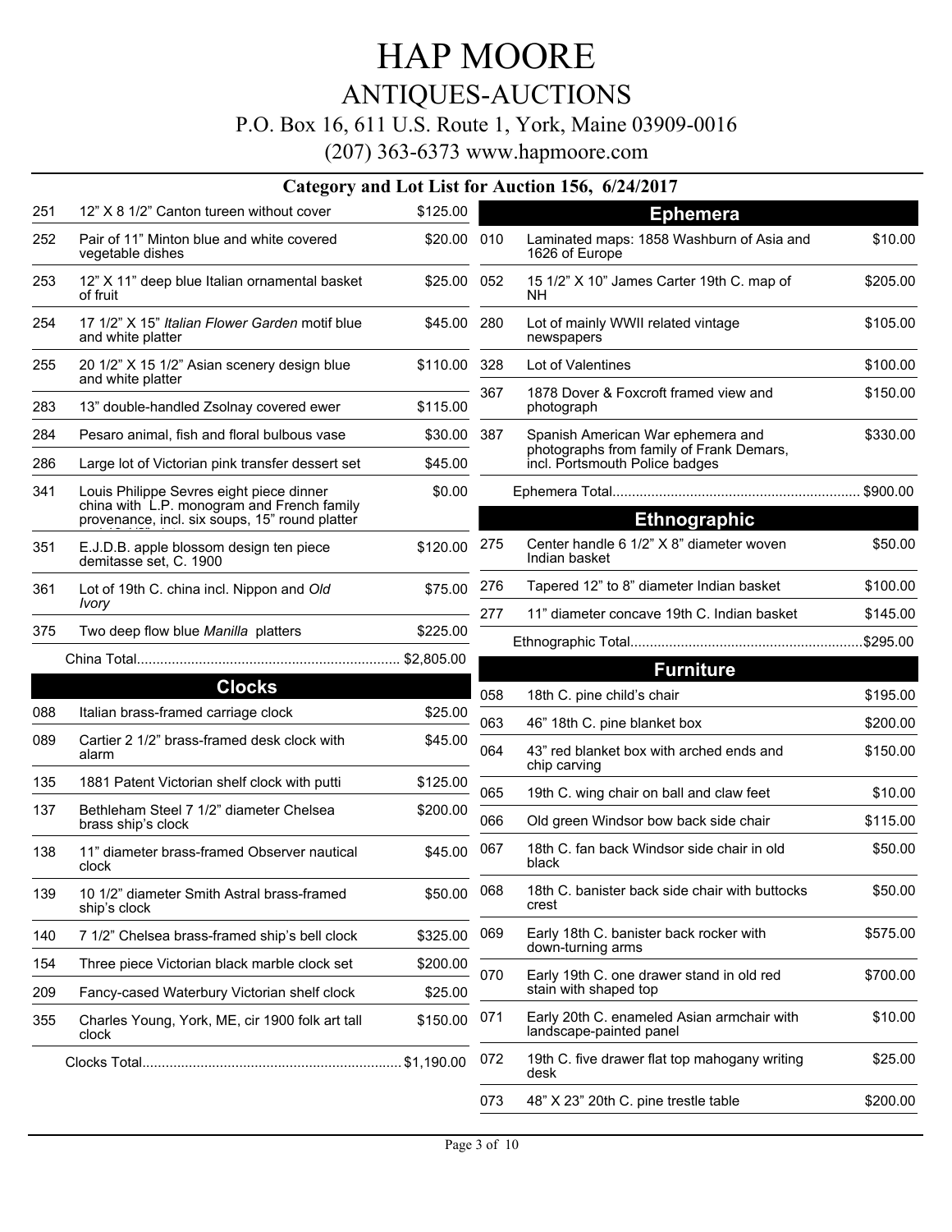# HAP MOORE

## ANTIQUES-AUCTIONS

P.O. Box 16, 611 U.S. Route 1, York, Maine 03909-0016

(207) 363-6373 www.hapmoore.com

### Category and Lot List for Auction 156, 6/24/2017

| Lot | Description | Price |
|---|---|---|
| 251 | 12" X 8 1/2" Canton tureen without cover | $125.00 |
| 252 | Pair of 11" Minton blue and white covered vegetable dishes | $20.00 |
| 253 | 12" X 11" deep blue Italian ornamental basket of fruit | $25.00 |
| 254 | 17 1/2" X 15" *Italian Flower Garden* motif blue and white platter | $45.00 |
| 255 | 20 1/2" X 15 1/2" Asian scenery design blue and white platter | $110.00 |
| 283 | 13" double-handled Zsolnay covered ewer | $115.00 |
| 284 | Pesaro animal, fish and floral bulbous vase | $30.00 |
| 286 | Large lot of Victorian pink transfer dessert set | $45.00 |
| 341 | Louis Philippe Sevres eight piece dinner china with L.P. monogram and French family provenance, incl. six soups, 15" round platter | $0.00 |
| 351 | E.J.D.B. apple blossom design ten piece demitasse set, C. 1900 | $120.00 |
| 361 | Lot of 19th C. china incl. Nippon and *Old Ivory* | $75.00 |
| 375 | Two deep flow blue *Manilla* platters | $225.00 |
| | China Total | $2,805.00 |

## Clocks

| Lot | Description | Price |
|---|---|---|
| 088 | Italian brass-framed carriage clock | $25.00 |
| 089 | Cartier 2 1/2" brass-framed desk clock with alarm | $45.00 |
| 135 | 1881 Patent Victorian shelf clock with putti | $125.00 |
| 137 | Bethleham Steel 7 1/2" diameter Chelsea brass ship's clock | $200.00 |
| 138 | 11" diameter brass-framed Observer nautical clock | $45.00 |
| 139 | 10 1/2" diameter Smith Astral brass-framed ship's clock | $50.00 |
| 140 | 7 1/2" Chelsea brass-framed ship's bell clock | $325.00 |
| 154 | Three piece Victorian black marble clock set | $200.00 |
| 209 | Fancy-cased Waterbury Victorian shelf clock | $25.00 |
| 355 | Charles Young, York, ME, cir 1900 folk art tall clock | $150.00 |
| | Clocks Total | $1,190.00 |

## Ephemera

| Lot | Description | Price |
|---|---|---|
| 010 | Laminated maps: 1858 Washburn of Asia and 1626 of Europe | $10.00 |
| 052 | 15 1/2" X 10" James Carter 19th C. map of NH | $205.00 |
| 280 | Lot of mainly WWII related vintage newspapers | $105.00 |
| 328 | Lot of Valentines | $100.00 |
| 367 | 1878 Dover & Foxcroft framed view and photograph | $150.00 |
| 387 | Spanish American War ephemera and photographs from family of Frank Demars, incl. Portsmouth Police badges | $330.00 |
| | Ephemera Total | $900.00 |

## Ethnographic

| Lot | Description | Price |
|---|---|---|
| 275 | Center handle 6 1/2" X 8" diameter woven Indian basket | $50.00 |
| 276 | Tapered 12" to 8" diameter Indian basket | $100.00 |
| 277 | 11" diameter concave 19th C. Indian basket | $145.00 |
| | Ethnographic Total | $295.00 |

## Furniture

| Lot | Description | Price |
|---|---|---|
| 058 | 18th C. pine child's chair | $195.00 |
| 063 | 46" 18th C. pine blanket box | $200.00 |
| 064 | 43" red blanket box with arched ends and chip carving | $150.00 |
| 065 | 19th C. wing chair on ball and claw feet | $10.00 |
| 066 | Old green Windsor bow back side chair | $115.00 |
| 067 | 18th C. fan back Windsor side chair in old black | $50.00 |
| 068 | 18th C. banister back side chair with buttocks crest | $50.00 |
| 069 | Early 18th C. banister back rocker with down-turning arms | $575.00 |
| 070 | Early 19th C. one drawer stand in old red stain with shaped top | $700.00 |
| 071 | Early 20th C. enameled Asian armchair with landscape-painted panel | $10.00 |
| 072 | 19th C. five drawer flat top mahogany writing desk | $25.00 |
| 073 | 48" X 23" 20th C. pine trestle table | $200.00 |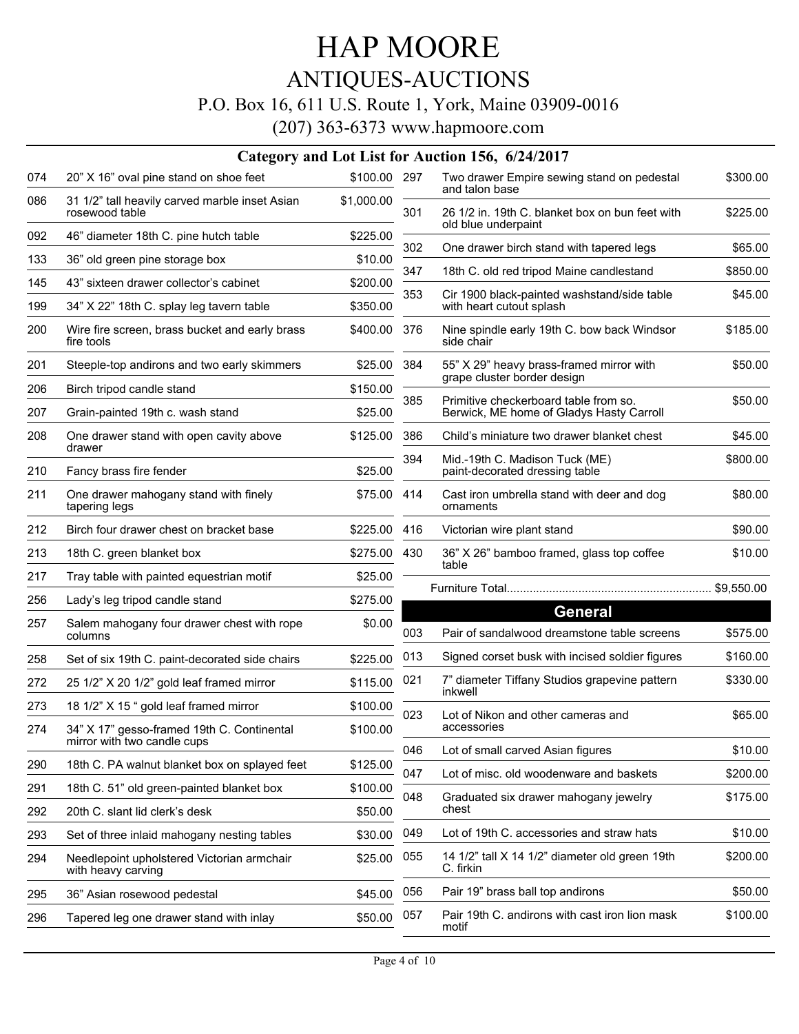# HAP MOORE

## ANTIQUES-AUCTIONS

P.O. Box 16, 611 U.S. Route 1, York, Maine 03909-0016

(207) 363-6373 www.hapmoore.com

### Category and Lot List for Auction 156, 6/24/2017

| Lot | Description | Price |
|---|---|---|
| 074 | 20" X 16" oval pine stand on shoe feet | $100.00 |
| 086 | 31 1/2" tall heavily carved marble inset Asian rosewood table | $1,000.00 |
| 092 | 46" diameter 18th C. pine hutch table | $225.00 |
| 133 | 36" old green pine storage box | $10.00 |
| 145 | 43" sixteen drawer collector's cabinet | $200.00 |
| 199 | 34" X 22" 18th C. splay leg tavern table | $350.00 |
| 200 | Wire fire screen, brass bucket and early brass fire tools | $400.00 |
| 201 | Steeple-top andirons and two early skimmers | $25.00 |
| 206 | Birch tripod candle stand | $150.00 |
| 207 | Grain-painted 19th c. wash stand | $25.00 |
| 208 | One drawer stand with open cavity above drawer | $125.00 |
| 210 | Fancy brass fire fender | $25.00 |
| 211 | One drawer mahogany stand with finely tapering legs | $75.00 |
| 212 | Birch four drawer chest on bracket base | $225.00 |
| 213 | 18th C. green blanket box | $275.00 |
| 217 | Tray table with painted equestrian motif | $25.00 |
| 256 | Lady's leg tripod candle stand | $275.00 |
| 257 | Salem mahogany four drawer chest with rope columns | $0.00 |
| 258 | Set of six 19th C. paint-decorated side chairs | $225.00 |
| 272 | 25 1/2" X 20 1/2" gold leaf framed mirror | $115.00 |
| 273 | 18 1/2" X 15 " gold leaf framed mirror | $100.00 |
| 274 | 34" X 17" gesso-framed 19th C. Continental mirror with two candle cups | $100.00 |
| 290 | 18th C. PA walnut blanket box on splayed feet | $125.00 |
| 291 | 18th C. 51" old green-painted blanket box | $100.00 |
| 292 | 20th C. slant lid clerk's desk | $50.00 |
| 293 | Set of three inlaid mahogany nesting tables | $30.00 |
| 294 | Needlepoint upholstered Victorian armchair with heavy carving | $25.00 |
| 295 | 36" Asian rosewood pedestal | $45.00 |
| 296 | Tapered leg one drawer stand with inlay | $50.00 |
| 297 | Two drawer Empire sewing stand on pedestal and talon base | $300.00 |
| 301 | 26 1/2 in. 19th C. blanket box on bun feet with old blue underpaint | $225.00 |
| 302 | One drawer birch stand with tapered legs | $65.00 |
| 347 | 18th C. old red tripod Maine candlestand | $850.00 |
| 353 | Cir 1900 black-painted washstand/side table with heart cutout splash | $45.00 |
| 376 | Nine spindle early 19th C. bow back Windsor side chair | $185.00 |
| 384 | 55" X 29" heavy brass-framed mirror with grape cluster border design | $50.00 |
| 385 | Primitive checkerboard table from so. Berwick, ME home of Gladys Hasty Carroll | $50.00 |
| 386 | Child's miniature two drawer blanket chest | $45.00 |
| 394 | Mid.-19th C. Madison Tuck (ME) paint-decorated dressing table | $800.00 |
| 414 | Cast iron umbrella stand with deer and dog ornaments | $80.00 |
| 416 | Victorian wire plant stand | $90.00 |
| 430 | 36" X 26" bamboo framed, glass top coffee table | $10.00 |

Furniture Total.............................................................. $9,550.00

## General

| Lot | Description | Price |
|---|---|---|
| 003 | Pair of sandalwood dreamstone table screens | $575.00 |
| 013 | Signed corset busk with incised soldier figures | $160.00 |
| 021 | 7" diameter Tiffany Studios grapevine pattern inkwell | $330.00 |
| 023 | Lot of Nikon and other cameras and accessories | $65.00 |
| 046 | Lot of small carved Asian figures | $10.00 |
| 047 | Lot of misc. old woodenware and baskets | $200.00 |
| 048 | Graduated six drawer mahogany jewelry chest | $175.00 |
| 049 | Lot of 19th C. accessories and straw hats | $10.00 |
| 055 | 14 1/2" tall X 14 1/2" diameter old green 19th C. firkin | $200.00 |
| 056 | Pair 19" brass ball top andirons | $50.00 |
| 057 | Pair 19th C. andirons with cast iron lion mask motif | $100.00 |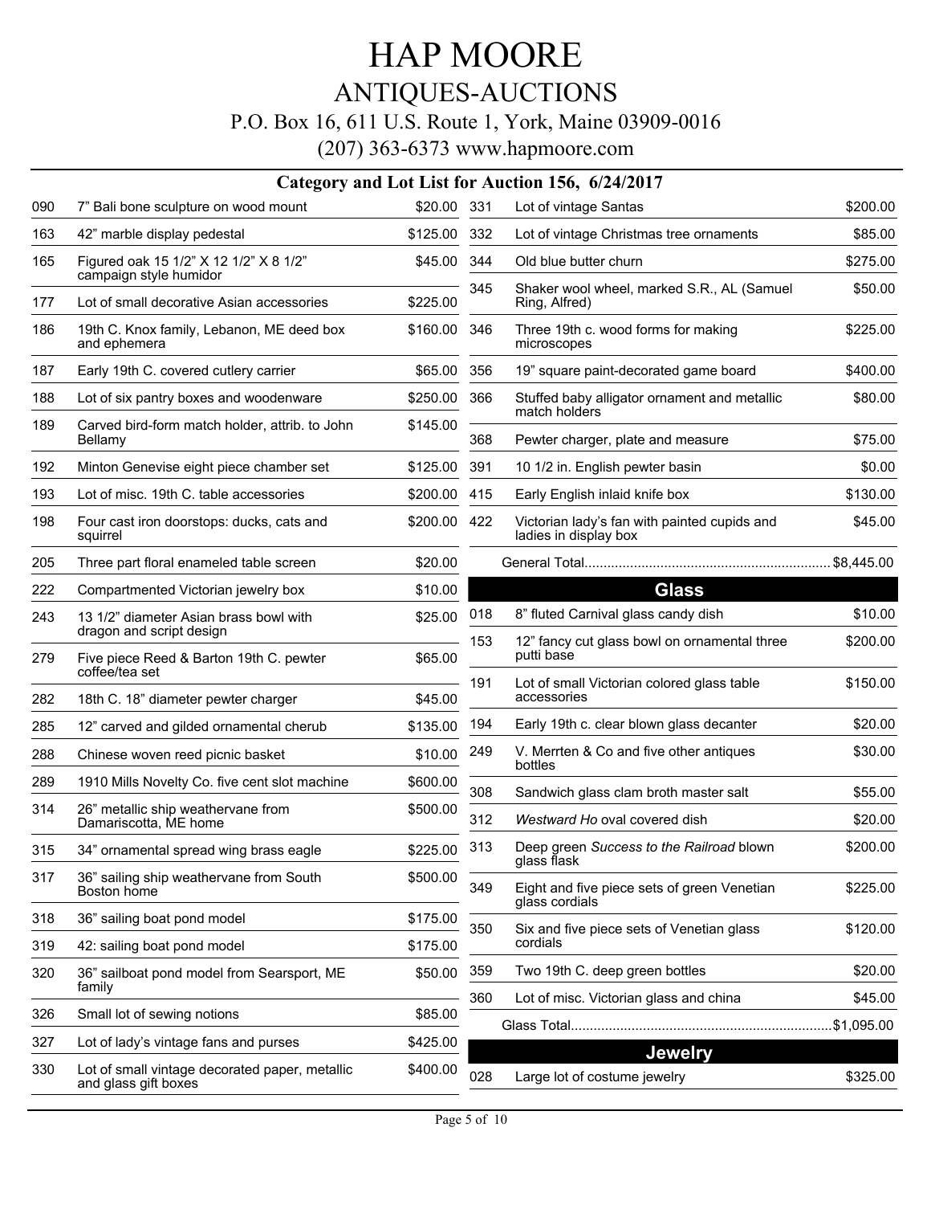# HAP MOORE

## ANTIQUES-AUCTIONS

P.O. Box 16, 611 U.S. Route 1, York, Maine 03909-0016

(207) 363-6373 www.hapmoore.com

### Category and Lot List for Auction 156, 6/24/2017

| Lot | Description | Price |
|---|---|---|
| 090 | 7" Bali bone sculpture on wood mount | $20.00 |
| 163 | 42" marble display pedestal | $125.00 |
| 165 | Figured oak 15 1/2" X 12 1/2" X 8 1/2" campaign style humidor | $45.00 |
| 177 | Lot of small decorative Asian accessories | $225.00 |
| 186 | 19th C. Knox family, Lebanon, ME deed box and ephemera | $160.00 |
| 187 | Early 19th C. covered cutlery carrier | $65.00 |
| 188 | Lot of six pantry boxes and woodenware | $250.00 |
| 189 | Carved bird-form match holder, attrib. to John Bellamy | $145.00 |
| 192 | Minton Genevise eight piece chamber set | $125.00 |
| 193 | Lot of misc. 19th C. table accessories | $200.00 |
| 198 | Four cast iron doorstops: ducks, cats and squirrel | $200.00 |
| 205 | Three part floral enameled table screen | $20.00 |
| 222 | Compartmented Victorian jewelry box | $10.00 |
| 243 | 13 1/2" diameter Asian brass bowl with dragon and script design | $25.00 |
| 279 | Five piece Reed & Barton 19th C. pewter coffee/tea set | $65.00 |
| 282 | 18th C. 18" diameter pewter charger | $45.00 |
| 285 | 12" carved and gilded ornamental cherub | $135.00 |
| 288 | Chinese woven reed picnic basket | $10.00 |
| 289 | 1910 Mills Novelty Co. five cent slot machine | $600.00 |
| 314 | 26" metallic ship weathervane from Damariscotta, ME home | $500.00 |
| 315 | 34" ornamental spread wing brass eagle | $225.00 |
| 317 | 36" sailing ship weathervane from South Boston home | $500.00 |
| 318 | 36" sailing boat pond model | $175.00 |
| 319 | 42: sailing boat pond model | $175.00 |
| 320 | 36" sailboat pond model from Searsport, ME family | $50.00 |
| 326 | Small lot of sewing notions | $85.00 |
| 327 | Lot of lady's vintage fans and purses | $425.00 |
| 330 | Lot of small vintage decorated paper, metallic and glass gift boxes | $400.00 |
| 331 | Lot of vintage Santas | $200.00 |
| 332 | Lot of vintage Christmas tree ornaments | $85.00 |
| 344 | Old blue butter churn | $275.00 |
| 345 | Shaker wool wheel, marked S.R., AL (Samuel Ring, Alfred) | $50.00 |
| 346 | Three 19th c. wood forms for making microscopes | $225.00 |
| 356 | 19" square paint-decorated game board | $400.00 |
| 366 | Stuffed baby alligator ornament and metallic match holders | $80.00 |
| 368 | Pewter charger, plate and measure | $75.00 |
| 391 | 10 1/2 in. English pewter basin | $0.00 |
| 415 | Early English inlaid knife box | $130.00 |
| 422 | Victorian lady's fan with painted cupids and ladies in display box | $45.00 |

General Total................................................................ $8,445.00

### Glass

| Lot | Description | Price |
|---|---|---|
| 018 | 8" fluted Carnival glass candy dish | $10.00 |
| 153 | 12" fancy cut glass bowl on ornamental three putti base | $200.00 |
| 191 | Lot of small Victorian colored glass table accessories | $150.00 |
| 194 | Early 19th c. clear blown glass decanter | $20.00 |
| 249 | V. Merrten & Co and five other antiques bottles | $30.00 |
| 308 | Sandwich glass clam broth master salt | $55.00 |
| 312 | *Westward Ho* oval covered dish | $20.00 |
| 313 | Deep green *Success to the Railroad* blown glass flask | $200.00 |
| 349 | Eight and five piece sets of green Venetian glass cordials | $225.00 |
| 350 | Six and five piece sets of Venetian glass cordials | $120.00 |
| 359 | Two 19th C. deep green bottles | $20.00 |
| 360 | Lot of misc. Victorian glass and china | $45.00 |

Glass Total.................................................................... $1,095.00

### Jewelry

| Lot | Description | Price |
|---|---|---|
| 028 | Large lot of costume jewelry | $325.00 |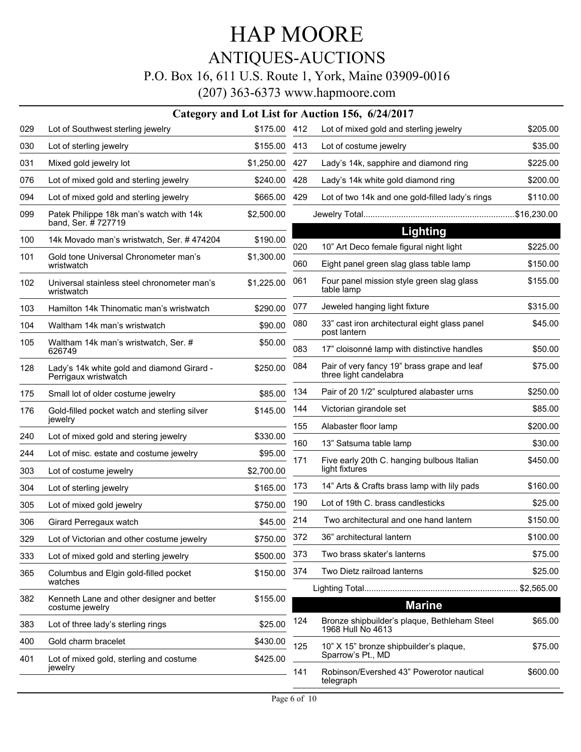# HAP MOORE

## ANTIQUES-AUCTIONS

P.O. Box 16, 611 U.S. Route 1, York, Maine 03909-0016

(207) 363-6373 www.hapmoore.com

### Category and Lot List for Auction 156, 6/24/2017

| Lot | Description | Price |
|---|---|---|
| 029 | Lot of Southwest sterling jewelry | $175.00 |
| 030 | Lot of sterling jewelry | $155.00 |
| 031 | Mixed gold jewelry lot | $1,250.00 |
| 076 | Lot of mixed gold and sterling jewelry | $240.00 |
| 094 | Lot of mixed gold and sterling jewelry | $665.00 |
| 099 | Patek Philippe 18k man's watch with 14k band, Ser. # 727719 | $2,500.00 |
| 100 | 14k Movado man's wristwatch, Ser. # 474204 | $190.00 |
| 101 | Gold tone Universal Chronometer man's wristwatch | $1,300.00 |
| 102 | Universal stainless steel chronometer man's wristwatch | $1,225.00 |
| 103 | Hamilton 14k Thinomatic man's wristwatch | $290.00 |
| 104 | Waltham 14k man's wristwatch | $90.00 |
| 105 | Waltham 14k man's wristwatch, Ser. # 626749 | $50.00 |
| 128 | Lady's 14k white gold and diamond Girard - Perrigaux wristwatch | $250.00 |
| 175 | Small lot of older costume jewelry | $85.00 |
| 176 | Gold-filled pocket watch and sterling silver jewelry | $145.00 |
| 240 | Lot of mixed gold and stering jewelry | $330.00 |
| 244 | Lot of misc. estate and costume jewelry | $95.00 |
| 303 | Lot of costume jewelry | $2,700.00 |
| 304 | Lot of sterling jewelry | $165.00 |
| 305 | Lot of mixed gold jewelry | $750.00 |
| 306 | Girard Perregaux watch | $45.00 |
| 329 | Lot of Victorian and other costume jewelry | $750.00 |
| 333 | Lot of mixed gold and sterling jewelry | $500.00 |
| 365 | Columbus and Elgin gold-filled pocket watches | $150.00 |
| 382 | Kenneth Lane and other designer and better costume jewelry | $155.00 |
| 383 | Lot of three lady's sterling rings | $25.00 |
| 400 | Gold charm bracelet | $430.00 |
| 401 | Lot of mixed gold, sterling and costume jewelry | $425.00 |
| 412 | Lot of mixed gold and sterling jewelry | $205.00 |
| 413 | Lot of costume jewelry | $35.00 |
| 427 | Lady's 14k, sapphire and diamond ring | $225.00 |
| 428 | Lady's 14k white gold diamond ring | $200.00 |
| 429 | Lot of two 14k and one gold-filled lady's rings | $110.00 |

Jewelry Total................................................................$16,230.00

### Lighting

| Lot | Description | Price |
|---|---|---|
| 020 | 10" Art Deco female figural night light | $225.00 |
| 060 | Eight panel green slag glass table lamp | $150.00 |
| 061 | Four panel mission style green slag glass table lamp | $155.00 |
| 077 | Jeweled hanging light fixture | $315.00 |
| 080 | 33" cast iron architectural eight glass panel post lantern | $45.00 |
| 083 | 17" cloisonné lamp with distinctive handles | $50.00 |
| 084 | Pair of very fancy 19" brass grape and leaf three light candelabra | $75.00 |
| 134 | Pair of 20 1/2" sculptured alabaster urns | $250.00 |
| 144 | Victorian girandole set | $85.00 |
| 155 | Alabaster floor lamp | $200.00 |
| 160 | 13" Satsuma table lamp | $30.00 |
| 171 | Five early 20th C. hanging bulbous Italian light fixtures | $450.00 |
| 173 | 14" Arts & Crafts brass lamp with lily pads | $160.00 |
| 190 | Lot of 19th C. brass candlesticks | $25.00 |
| 214 | Two architectural and one hand lantern | $150.00 |
| 372 | 36" architectural lantern | $100.00 |
| 373 | Two brass skater's lanterns | $75.00 |
| 374 | Two Dietz railroad lanterns | $25.00 |

Lighting Total................................................................ $2,565.00

### Marine

| Lot | Description | Price |
|---|---|---|
| 124 | Bronze shipbuilder's plaque, Bethleham Steel 1968 Hull No 4613 | $65.00 |
| 125 | 10" X 15" bronze shipbuilder's plaque, Sparrow's Pt., MD | $75.00 |
| 141 | Robinson/Evershed 43" Powerotor nautical telegraph | $600.00 |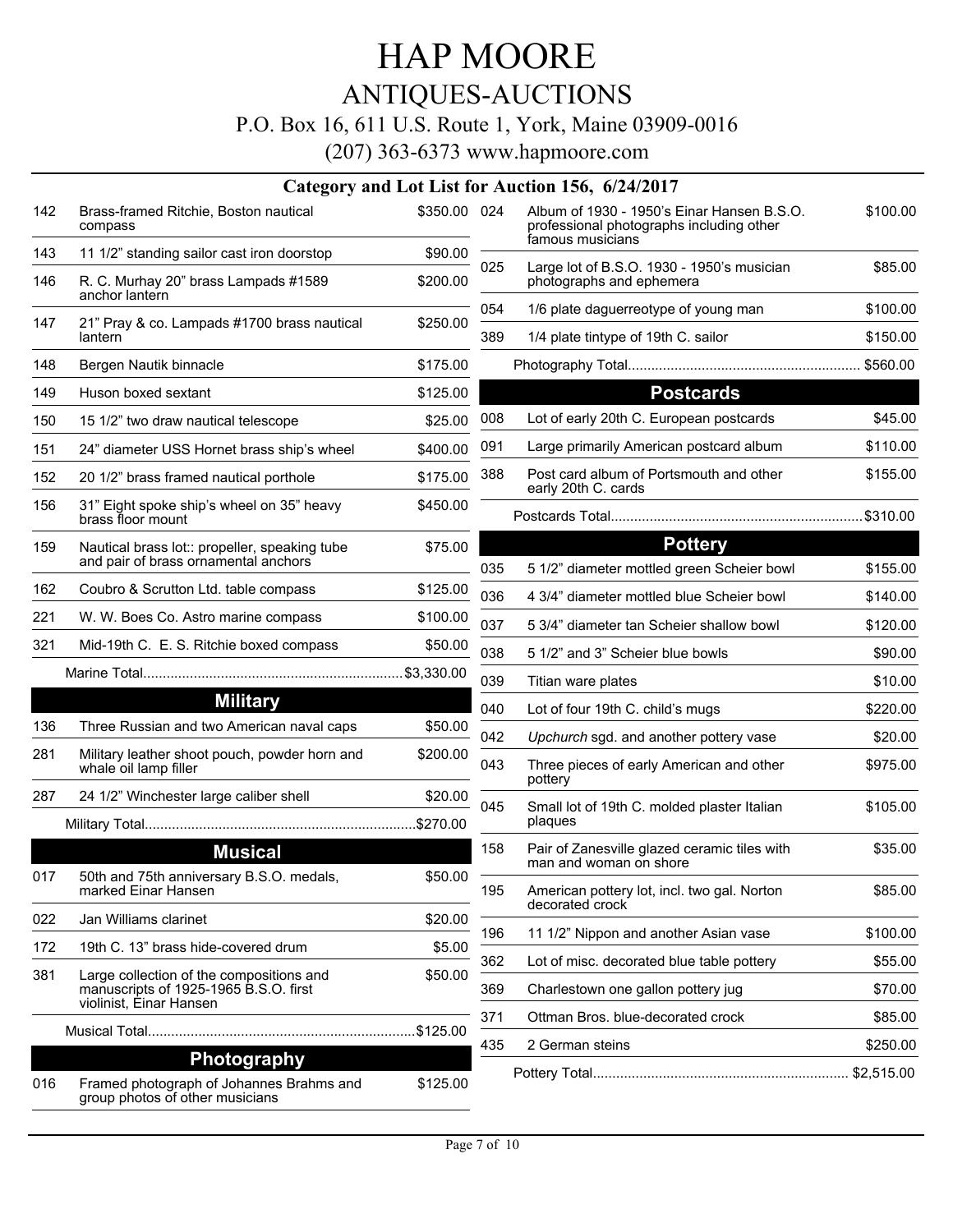# HAP MOORE

## ANTIQUES-AUCTIONS

P.O. Box 16, 611 U.S. Route 1, York, Maine 03909-0016

(207) 363-6373 www.hapmoore.com

### Category and Lot List for Auction 156, 6/24/2017

| Lot | Description | Price |
|---|---|---|
| 142 | Brass-framed Ritchie, Boston nautical compass | $350.00 |
| 143 | 11 1/2" standing sailor cast iron doorstop | $90.00 |
| 146 | R. C. Murhay 20" brass Lampads #1589 anchor lantern | $200.00 |
| 147 | 21" Pray & co. Lampads #1700 brass nautical lantern | $250.00 |
| 148 | Bergen Nautik binnacle | $175.00 |
| 149 | Huson boxed sextant | $125.00 |
| 150 | 15 1/2" two draw nautical telescope | $25.00 |
| 151 | 24" diameter USS Hornet brass ship's wheel | $400.00 |
| 152 | 20 1/2" brass framed nautical porthole | $175.00 |
| 156 | 31" Eight spoke ship's wheel on 35" heavy brass floor mount | $450.00 |
| 159 | Nautical brass lot:: propeller, speaking tube and pair of brass ornamental anchors | $75.00 |
| 162 | Coubro & Scrutton Ltd. table compass | $125.00 |
| 221 | W. W. Boes Co. Astro marine compass | $100.00 |
| 321 | Mid-19th C. E. S. Ritchie boxed compass | $50.00 |
| | Marine Total | $3,330.00 |

### Military

| Lot | Description | Price |
|---|---|---|
| 136 | Three Russian and two American naval caps | $50.00 |
| 281 | Military leather shoot pouch, powder horn and whale oil lamp filler | $200.00 |
| 287 | 24 1/2" Winchester large caliber shell | $20.00 |
| | Military Total | $270.00 |

### Musical

| Lot | Description | Price |
|---|---|---|
| 017 | 50th and 75th anniversary B.S.O. medals, marked Einar Hansen | $50.00 |
| 022 | Jan Williams clarinet | $20.00 |
| 172 | 19th C. 13" brass hide-covered drum | $5.00 |
| 381 | Large collection of the compositions and manuscripts of 1925-1965 B.S.O. first violinist, Einar Hansen | $50.00 |
| | Musical Total | $125.00 |

### Photography

| Lot | Description | Price |
|---|---|---|
| 016 | Framed photograph of Johannes Brahms and group photos of other musicians | $125.00 |
| 024 | Album of 1930 - 1950's Einar Hansen B.S.O. professional photographs including other famous musicians | $100.00 |
| 025 | Large lot of B.S.O. 1930 - 1950's musician photographs and ephemera | $85.00 |
| 054 | 1/6 plate daguerreotype of young man | $100.00 |
| 389 | 1/4 plate tintype of 19th C. sailor | $150.00 |
| | Photography Total | $560.00 |

### Postcards

| Lot | Description | Price |
|---|---|---|
| 008 | Lot of early 20th C. European postcards | $45.00 |
| 091 | Large primarily American postcard album | $110.00 |
| 388 | Post card album of Portsmouth and other early 20th C. cards | $155.00 |
| | Postcards Total | $310.00 |

### Pottery

| Lot | Description | Price |
|---|---|---|
| 035 | 5 1/2" diameter mottled green Scheier bowl | $155.00 |
| 036 | 4 3/4" diameter mottled blue Scheier bowl | $140.00 |
| 037 | 5 3/4" diameter tan Scheier shallow bowl | $120.00 |
| 038 | 5 1/2" and 3" Scheier blue bowls | $90.00 |
| 039 | Titian ware plates | $10.00 |
| 040 | Lot of four 19th C. child's mugs | $220.00 |
| 042 | *Upchurch* sgd. and another pottery vase | $20.00 |
| 043 | Three pieces of early American and other pottery | $975.00 |
| 045 | Small lot of 19th C. molded plaster Italian plaques | $105.00 |
| 158 | Pair of Zanesville glazed ceramic tiles with man and woman on shore | $35.00 |
| 195 | American pottery lot, incl. two gal. Norton decorated crock | $85.00 |
| 196 | 11 1/2" Nippon and another Asian vase | $100.00 |
| 362 | Lot of misc. decorated blue table pottery | $55.00 |
| 369 | Charlestown one gallon pottery jug | $70.00 |
| 371 | Ottman Bros. blue-decorated crock | $85.00 |
| 435 | 2 German steins | $250.00 |
| | Pottery Total | $2,515.00 |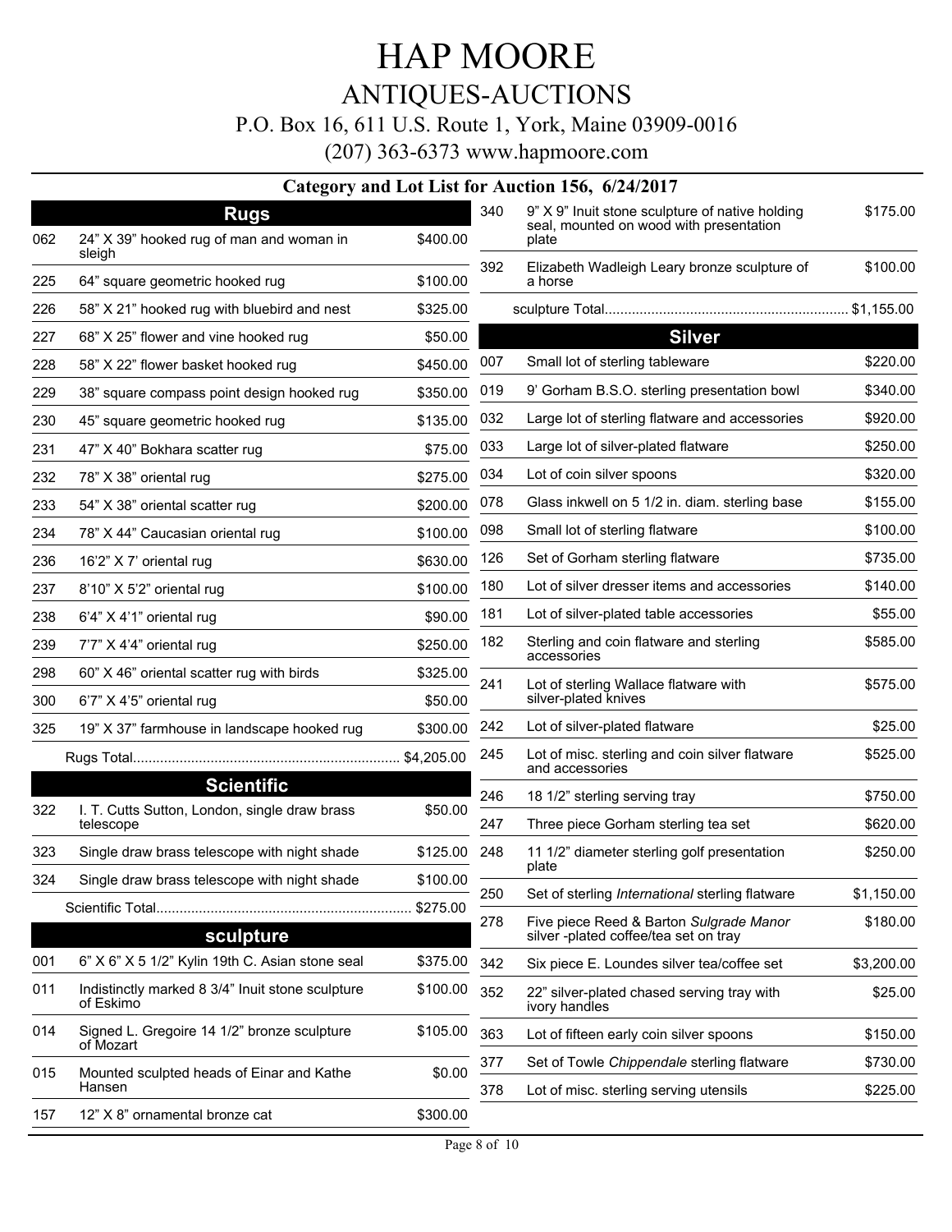# HAP MOORE

## ANTIQUES-AUCTIONS

P.O. Box 16, 611 U.S. Route 1, York, Maine 03909-0016

(207) 363-6373 www.hapmoore.com

### Category and Lot List for Auction 156, 6/24/2017

#### Rugs

| Lot | Description | Price |
|---|---|---|
| 062 | 24" X 39" hooked rug of man and woman in sleigh | $400.00 |
| 225 | 64" square geometric hooked rug | $100.00 |
| 226 | 58" X 21" hooked rug with bluebird and nest | $325.00 |
| 227 | 68" X 25" flower and vine hooked rug | $50.00 |
| 228 | 58" X 22" flower basket hooked rug | $450.00 |
| 229 | 38" square compass point design hooked rug | $350.00 |
| 230 | 45" square geometric hooked rug | $135.00 |
| 231 | 47" X 40" Bokhara scatter rug | $75.00 |
| 232 | 78" X 38" oriental rug | $275.00 |
| 233 | 54" X 38" oriental scatter rug | $200.00 |
| 234 | 78" X 44" Caucasian oriental rug | $100.00 |
| 236 | 16'2" X 7' oriental rug | $630.00 |
| 237 | 8'10" X 5'2" oriental rug | $100.00 |
| 238 | 6'4" X 4'1" oriental rug | $90.00 |
| 239 | 7'7" X 4'4" oriental rug | $250.00 |
| 298 | 60" X 46" oriental scatter rug with birds | $325.00 |
| 300 | 6'7" X 4'5" oriental rug | $50.00 |
| 325 | 19" X 37" farmhouse in landscape hooked rug | $300.00 |
| | Rugs Total | $4,205.00 |

#### Scientific

| Lot | Description | Price |
|---|---|---|
| 322 | I. T. Cutts Sutton, London, single draw brass telescope | $50.00 |
| 323 | Single draw brass telescope with night shade | $125.00 |
| 324 | Single draw brass telescope with night shade | $100.00 |
| | Scientific Total | $275.00 |

#### sculpture

| Lot | Description | Price |
|---|---|---|
| 001 | 6" X 6" X 5 1/2" Kylin 19th C. Asian stone seal | $375.00 |
| 011 | Indistinctly marked 8 3/4" Inuit stone sculpture of Eskimo | $100.00 |
| 014 | Signed L. Gregoire 14 1/2" bronze sculpture of Mozart | $105.00 |
| 015 | Mounted sculpted heads of Einar and Kathe Hansen | $0.00 |
| 157 | 12" X 8" ornamental bronze cat | $300.00 |
| 340 | 9" X 9" Inuit stone sculpture of native holding seal, mounted on wood with presentation plate | $175.00 |
| 392 | Elizabeth Wadleigh Leary bronze sculpture of a horse | $100.00 |
| | sculpture Total | $1,155.00 |

#### Silver

| Lot | Description | Price |
|---|---|---|
| 007 | Small lot of sterling tableware | $220.00 |
| 019 | 9' Gorham B.S.O. sterling presentation bowl | $340.00 |
| 032 | Large lot of sterling flatware and accessories | $920.00 |
| 033 | Large lot of silver-plated flatware | $250.00 |
| 034 | Lot of coin silver spoons | $320.00 |
| 078 | Glass inkwell on 5 1/2 in. diam. sterling base | $155.00 |
| 098 | Small lot of sterling flatware | $100.00 |
| 126 | Set of Gorham sterling flatware | $735.00 |
| 180 | Lot of silver dresser items and accessories | $140.00 |
| 181 | Lot of silver-plated table accessories | $55.00 |
| 182 | Sterling and coin flatware and sterling accessories | $585.00 |
| 241 | Lot of sterling Wallace flatware with silver-plated knives | $575.00 |
| 242 | Lot of silver-plated flatware | $25.00 |
| 245 | Lot of misc. sterling and coin silver flatware and accessories | $525.00 |
| 246 | 18 1/2" sterling serving tray | $750.00 |
| 247 | Three piece Gorham sterling tea set | $620.00 |
| 248 | 11 1/2" diameter sterling golf presentation plate | $250.00 |
| 250 | Set of sterling *International* sterling flatware | $1,150.00 |
| 278 | Five piece Reed & Barton *Sulgrade Manor* silver -plated coffee/tea set on tray | $180.00 |
| 342 | Six piece E. Loundes silver tea/coffee set | $3,200.00 |
| 352 | 22" silver-plated chased serving tray with ivory handles | $25.00 |
| 363 | Lot of fifteen early coin silver spoons | $150.00 |
| 377 | Set of Towle *Chippendale* sterling flatware | $730.00 |
| 378 | Lot of misc. sterling serving utensils | $225.00 |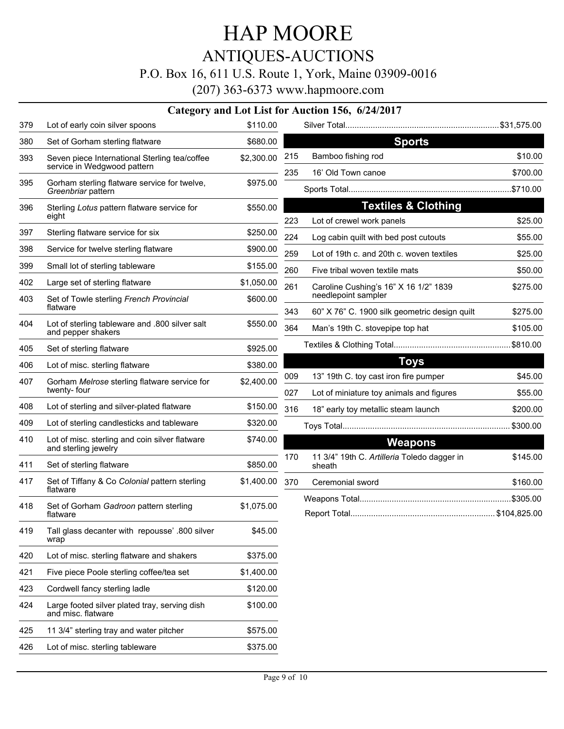# HAP MOORE

## ANTIQUES-AUCTIONS

P.O. Box 16, 611 U.S. Route 1, York, Maine 03909-0016

(207) 363-6373 www.hapmoore.com

### Category and Lot List for Auction 156, 6/24/2017

| | | |
|---|---|---|
| 379 | Lot of early coin silver spoons | $110.00 |
| 380 | Set of Gorham sterling flatware | $680.00 |
| 393 | Seven piece International Sterling tea/coffee service in Wedgwood pattern | $2,300.00 |
| 395 | Gorham sterling flatware service for twelve, *Greenbriar* pattern | $975.00 |
| 396 | Sterling *Lotus* pattern flatware service for eight | $550.00 |
| 397 | Sterling flatware service for six | $250.00 |
| 398 | Service for twelve sterling flatware | $900.00 |
| 399 | Small lot of sterling tableware | $155.00 |
| 402 | Large set of sterling flatware | $1,050.00 |
| 403 | Set of Towle sterling *French Provincial* flatware | $600.00 |
| 404 | Lot of sterling tableware and .800 silver salt and pepper shakers | $550.00 |
| 405 | Set of sterling flatware | $925.00 |
| 406 | Lot of misc. sterling flatware | $380.00 |
| 407 | Gorham *Melrose* sterling flatware service for twenty- four | $2,400.00 |
| 408 | Lot of sterling and silver-plated flatware | $150.00 |
| 409 | Lot of sterling candlesticks and tableware | $320.00 |
| 410 | Lot of misc. sterling and coin silver flatware and sterling jewelry | $740.00 |
| 411 | Set of sterling flatware | $850.00 |
| 417 | Set of Tiffany & Co *Colonial* pattern sterling flatware | $1,400.00 |
| 418 | Set of Gorham *Gadroon* pattern sterling flatware | $1,075.00 |
| 419 | Tall glass decanter with repousse' .800 silver wrap | $45.00 |
| 420 | Lot of misc. sterling flatware and shakers | $375.00 |
| 421 | Five piece Poole sterling coffee/tea set | $1,400.00 |
| 423 | Cordwell fancy sterling ladle | $120.00 |
| 424 | Large footed silver plated tray, serving dish and misc. flatware | $100.00 |
| 425 | 11 3/4" sterling tray and water pitcher | $575.00 |
| 426 | Lot of misc. sterling tableware | $375.00 |

Silver Total....................................................................$31,575.00

#### Sports

| | | |
|---|---|---|
| 215 | Bamboo fishing rod | $10.00 |
| 235 | 16' Old Town canoe | $700.00 |

Sports Total.......................................................................$710.00

#### Textiles & Clothing

| | | |
|---|---|---|
| 223 | Lot of crewel work panels | $25.00 |
| 224 | Log cabin quilt with bed post cutouts | $55.00 |
| 259 | Lot of 19th c. and 20th c. woven textiles | $25.00 |
| 260 | Five tribal woven textile mats | $50.00 |
| 261 | Caroline Cushing's 16" X 16 1/2" 1839 needlepoint sampler | $275.00 |
| 343 | 60" X 76" C. 1900 silk geometric design quilt | $275.00 |
| 364 | Man's 19th C. stovepipe top hat | $105.00 |

Textiles & Clothing Total...................................................$810.00

#### Toys

| | | |
|---|---|---|
| 009 | 13" 19th C. toy cast iron fire pumper | $45.00 |
| 027 | Lot of miniature toy animals and figures | $55.00 |
| 316 | 18" early toy metallic steam launch | $200.00 |

Toys Total.........................................................................$300.00

#### Weapons

| | | |
|---|---|---|
| 170 | 11 3/4" 19th C. *Artilleria* Toledo dagger in sheath | $145.00 |
| 370 | Ceremonial sword | $160.00 |

Weapons Total..................................................................$305.00

Report Total...............................................................$104,825.00